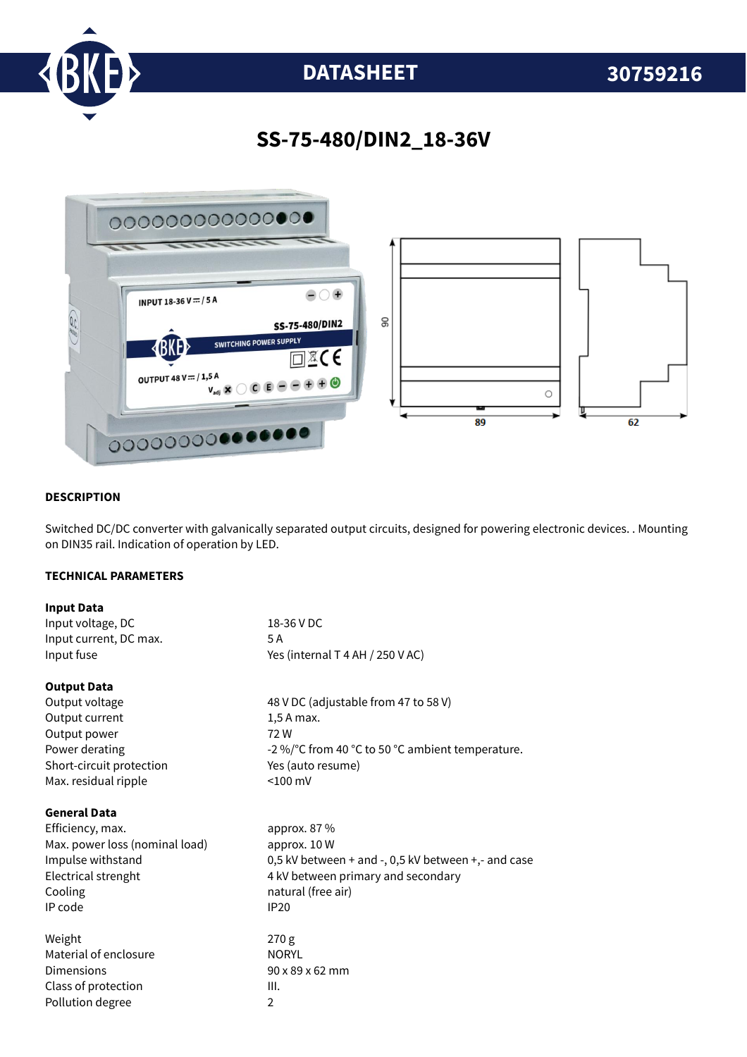DATASHEET 30759216

# SS-75-480/DIN2_18-36V

## DESCRIPTION

Switched DC/DC converter with galvanically separated output circuits, designed for powering electronic devices. . Mounting on DIN35 rail. Indication of operation by LED.

## TECHNICAL PARAMETERS

**Input Data**

| | |
|---|---|
| Input voltage, DC | 18-36 V DC |
| Input current, DC max. | 5 A |
| Input fuse | Yes (internal T 4 AH / 250 V AC) |

**Output Data**

| | |
|---|---|
| Output voltage | 48 V DC (adjustable from 47 to 58 V) |
| Output current | 1,5 A max. |
| Output power | 72 W |
| Power derating | -2 %/°C from 40 °C to 50 °C ambient temperature. |
| Short-circuit protection | Yes (auto resume) |
| Max. residual ripple | <100 mV |

**General Data**

| | |
|---|---|
| Efficiency, max. | approx. 87 % |
| Max. power loss (nominal load) | approx. 10 W |
| Impulse withstand | 0,5 kV between + and -, 0,5 kV between +,- and case |
| Electrical strenght | 4 kV between primary and secondary |
| Cooling | natural (free air) |
| IP code | IP20 |
| | |
| Weight | 270 g |
| Material of enclosure | NORYL |
| Dimensions | 90 x 89 x 62 mm |
| Class of protection | III. |
| Pollution degree | 2 |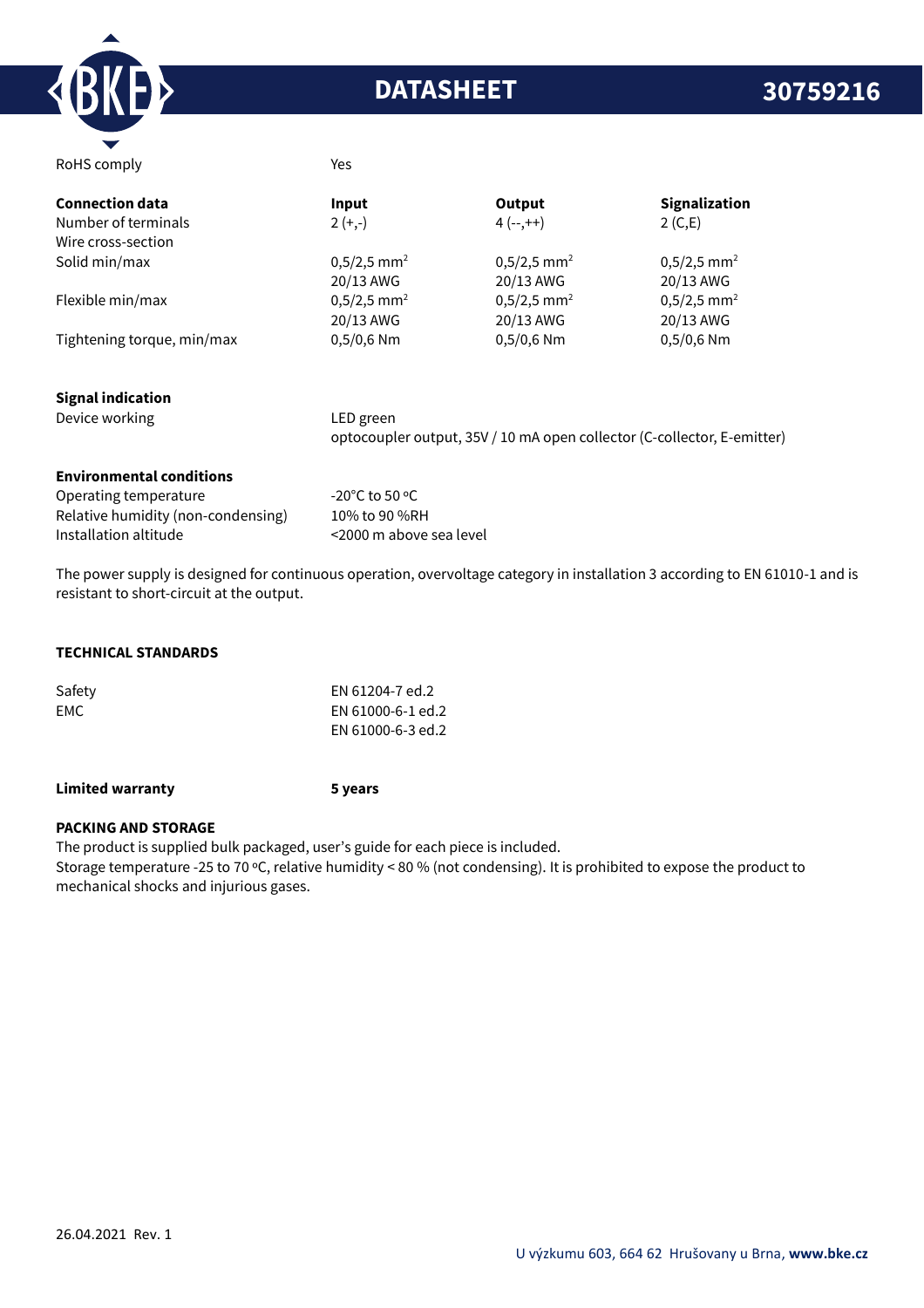| | | | |
|---|---|---|---|
| RoHS comply | Yes | | |
| **Connection data** | **Input** | **Output** | **Signalization** |
| Number of terminals | 2 (+,-) | 4 (--,++) | 2 (C,E) |
| Wire cross-section | | | |
| Solid min/max | 0,5/2,5 mm² 20/13 AWG | 0,5/2,5 mm² 20/13 AWG | 0,5/2,5 mm² 20/13 AWG |
| Flexible min/max | 0,5/2,5 mm² 20/13 AWG | 0,5/2,5 mm² 20/13 AWG | 0,5/2,5 mm² 20/13 AWG |
| Tightening torque, min/max | 0,5/0,6 Nm | 0,5/0,6 Nm | 0,5/0,6 Nm |

**Signal indication**

| | |
|---|---|
| Device working | LED green<br>optocoupler output, 35V / 10 mA open collector (C-collector, E-emitter) |

**Environmental conditions**

| | |
|---|---|
| Operating temperature | -20°C to 50 °C |
| Relative humidity (non-condensing) | 10% to 90 %RH |
| Installation altitude | <2000 m above sea level |

The power supply is designed for continuous operation, overvoltage category in installation 3 according to EN 61010-1 and is resistant to short-circuit at the output.

## TECHNICAL STANDARDS

| | |
|---|---|
| Safety | EN 61204-7 ed.2 |
| EMC | EN 61000-6-1 ed.2<br>EN 61000-6-3 ed.2 |

**Limited warranty** **5 years**

## PACKING AND STORAGE

The product is supplied bulk packaged, user's guide for each piece is included.
Storage temperature -25 to 70 °C, relative humidity < 80 % (not condensing). It is prohibited to expose the product to mechanical shocks and injurious gases.

26.04.2021 Rev. 1

U výzkumu 603, 664 62 Hrušovany u Brna, **www.bke.cz**